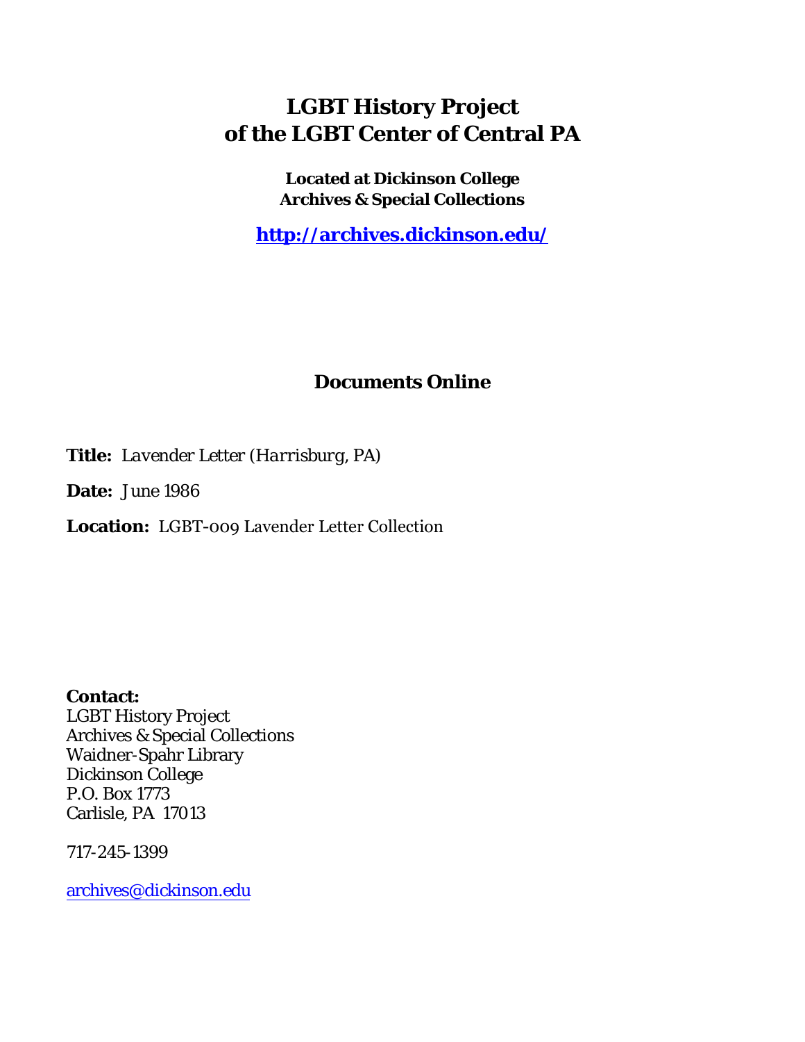# LGBT History Project of the LGBT Center of Central PA

**Located at Dickinson College Archives & Special Collections**

**http://archives.dickinson.edu/**

## Documents Online

**Title:** *Lavender Letter (Harrisburg, PA)*

**Date:** June 1986

**Location:** LGBT-009 Lavender Letter Collection

**Contact:**
LGBT History Project
Archives & Special Collections
Waidner-Spahr Library
Dickinson College
P.O. Box 1773
Carlisle, PA 17013

717-245-1399

archives@dickinson.edu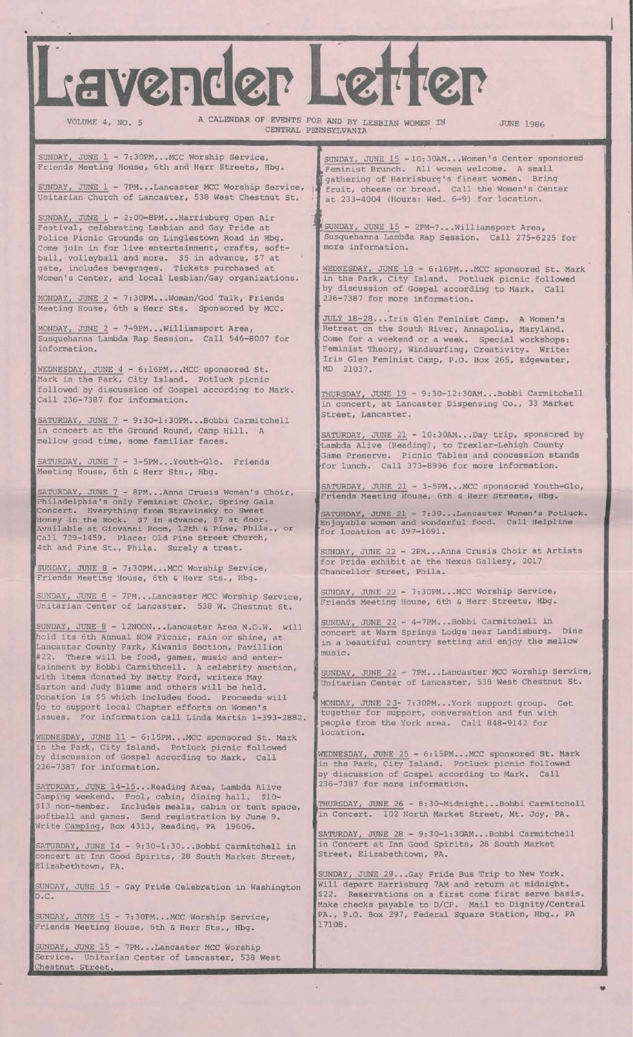# Lavender Letter

VOLUME 4, NO. 5 — A CALENDAR OF EVENTS FOR AND BY LESBIAN WOMEN IN CENTRAL PENNSYLVANIA — JUNE 1986

SUNDAY, JUNE 1 - 7:30PM...MCC Worship Service, Friends Meeting House, 6th and Herr Streets, Hbg.

SUNDAY, JUNE 1 - 7PM...Lancaster MCC Worship Service, Unitarian Church of Lancaster, 538 West Chestnut St.

SUNDAY, JUNE 1 - 2:00-8PM...Harrisburg Open Air Festival, celebrating Lesbian and Gay Pride at Police Picnic Grounds on Linglestown Road in Hbg. Come join in for live entertainment, crafts, softball, volleyball and more. $5 in advance, $7 at gate, includes beverages. Tickets purchased at Women's Center, and local Lesbian/Gay organizations.

MONDAY, JUNE 2 - 7:30PM...Woman/God Talk, Friends Meeting House, 6th & Herr Sts. Sponsored by MCC.

MONDAY, JUNE 2 - 7-9PM...Williamsport Area, Susquehanna Lambda Rap Session. Call 546-8007 for information.

WEDNESDAY, JUNE 4 - 6:16PM...MCC sponsored St. Mark in the Park, City Island. Potluck picnic followed by discussion of Gospel according to Mark. Call 236-7387 for information.

SATURDAY, JUNE 7 - 9:30-1:30PM...Bobbi Carmitchell in concert at the Ground Round, Camp Hill. A mellow good time, some familiar faces.

SATURDAY, JUNE 7 - 3-5PM...Youth-Glo. Friends Meeting House, 6th & Herr Sts., Hbg.

SATURDAY, JUNE 7 - 8PM...Anna Crusis Women's Choir, Philadelphia's only Feminist Choir, Spring Gala Concert. Everything from Stravinsky to Sweet Honey in the Rock. $7 in advance, $7 at door. Available at Giovanni Room, 12th & Pine, Phila., or Call 729-1459. Place: Old Pine Street Church, 4th and Pine St., Phila. Surely a treat.

SUNDAY, JUNE 8 - 7:30PM...MCC Worship Service, Friends Meeting House, 6th & Herr Sts., Hbg.

SUNDAY, JUNE 8 - 7PM...Lancaster MCC Worship Service, Unitarian Center of Lancaster. 538 W. Chestnut St.

SUNDAY, JUNE 8 - 12NOON...Lancaster Area N.O.W. will hold its 6th Annual NOW Picnic, rain or shine, at Lancaster County Park, Kiwanis Section, Pavillion #22. There will be food, games, music and entertainment by Bobbi Carmithcell. A celebrity auction, with items donated by Betty Ford, writers May Sarton and Judy Blume and others will be held. Donation is $5 which includes food. Proceeds will go to support local Chapter efforts on Women's issues. For information call Linda Martin 1-393-2882.

WEDNESDAY, JUNE 11 - 6:15PM...MCC sponsored St. Mark in the Park, City Island. Potluck picnic followed by discussion of Gospel according to Mark. Call 236-7387 for information.

SATURDAY, JUNE 14-15...Reading Area, Lambda Alive Camping weekend. Pool, cabin, dining hall. $10-$13 non-member. Includes meals, cabin or tent space, softball and games. Send registration by June 9. Write Camping, Box 4313, Reading, PA 19606.

SATURDAY, JUNE 14 - 9:30-1:30...Bobbi Carmitchell in concert at Inn Good Spirits, 28 South Market Street, Elizabethtown, PA.

SUNDAY, JUNE 15 - Gay Pride Celebration in Washington D.C.

SUNDAY, JUNE 15 - 7:30PM...MCC Worship Service, Friends Meeting House, 6th & Herr Sts., Hbg.

SUNDAY, JUNE 15 - 7PM...Lancaster MCC Worship Service. Unitarian Center of Lancaster, 538 West Chestnut Street.

SUNDAY, JUNE 15 - 10:30AM...Women's Center sponsored Feminist Brunch. All women welcome. A small gathering of Harrisburg's finest women. Bring fruit, cheese or bread. Call the Women's Center at 233-4004 (Hours: Wed. 6-9) for location.

SUNDAY, JUNE 15 - 2PM-?...Williamsport Area, Susquehanna Lambda Rap Session. Call 275-6225 for more information.

WEDNESDAY, JUNE 18 - 6:16PM...MCC sponsored St. Mark in the Park, City Island. Potluck picnic followed by discussion of Gospel according to Mark. Call 236-7387 for more information.

JULY 18-28...Iris Glen Feminist Camp. A Women's Retreat on the South River, Annapolis, Maryland. Come for a weekend or a week. Special workshops: Feminist Theory, Windsurfing, Creativity. Write: Iris Glen Feminist Camp, P.O. Box 265, Edgewater, MD 21037.

THURSDAY, JUNE 19 - 9:30-12:30AM...Bobbi Carmitchell in concert, at Lancaster Dispensing Co., 33 Market Street, Lancaster.

SATURDAY, JUNE 21 - 10:30AM...Day trip, sponsored by Lambda Alive (Reading), to Trexler-Lehigh County Game Preserve. Picnic Tables and concession stands for lunch. Call 373-8996 for more information.

SATURDAY, JUNE 21 - 3-5PM...MCC sponsored Youth-Glo, Friends Meeting House, 6th & Herr Streets, Hbg.

SATURDAY, JUNE 21 - 7:30...Lancaster Women's Potluck. Enjoyable women and wonderful food. Call Helpline for location at 397-1691.

SUNDAY, JUNE 22 - 2PM...Anna Crusis Choir at Artists for Pride exhibit at the Nexus Gallery, 2017 Chancellor Street, Phila.

SUNDAY, JUNE 22 - 7:30PM...MCC Worship Service, Friends Meeting House, 6th & Herr Streets, Hbg.

SUNDAY, JUNE 22 - 4-7PM...Bobbi Carmitchell in concert at Warm Springs Lodge near Landisburg. Dine in a beautiful country setting and enjoy the mellow music.

SUNDAY, JUNE 22 - 7PM...Lancaster MCC Worship Service, Unitarian Center of Lancaster, 538 West Chestnut St.

MONDAY, JUNE 23- 7:30PM...York support group. Get together for support, conversation and fun with people from the York area. Call 848-9142 for location.

WEDNESDAY, JUNE 25 - 6:15PM...MCC sponsored St. Mark in the Park, City Island. Potluck picnic followed by discussion of Gospel according to Mark. Call 236-7387 for more information.

THURSDAY, JUNE 26 - 8:30-Midnight...Bobbi Carmitchell in Concert. 102 North Market Street, Mt. Joy, PA.

SATURDAY, JUNE 28 - 9:30-1:30AM...Bobbi Carmitchell in Concert at Inn Good Spirits, 28 South Market Street, Elizabethtown, PA.

SUNDAY, JUNE 29...Gay Pride Bus Trip to New York. Will depart Harrisburg 7AM and return at midnight. $22. Reservations on a first come first serve basis. Make checks payable to D/CP. Mail to Dignity/Central PA., P.O. Box 297, Federal Square Station, Hbg., PA 17108.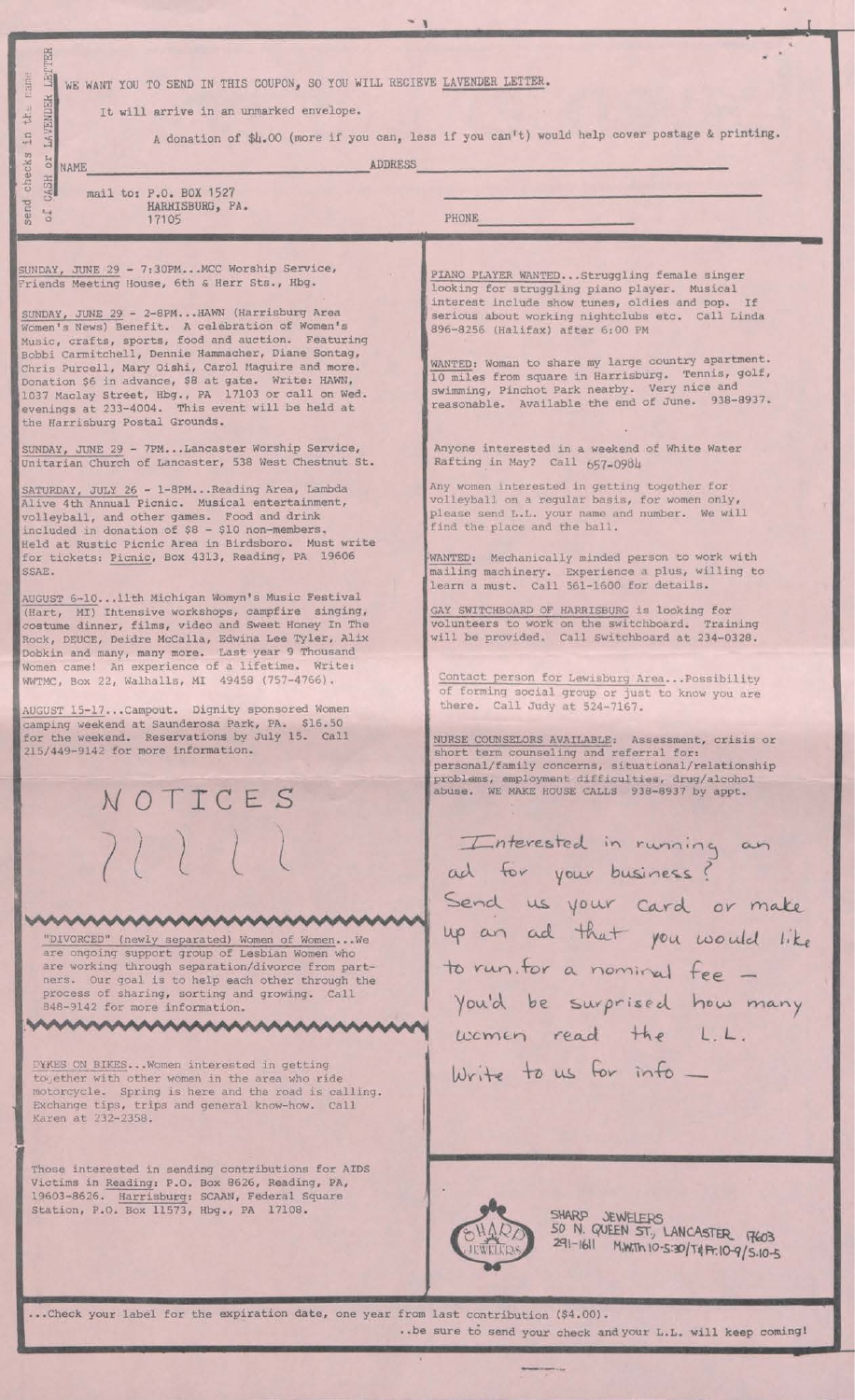send checks in the name of CASH or LAVENDER LETTER

WE WANT YOU TO SEND IN THIS COUPON, SO YOU WILL RECIEVE LAVENDER LETTER.

It will arrive in an unmarked envelope.

A donation of $4.00 (more if you can, less if you can't) would help cover postage & printing.

NAME ______________________ ADDRESS ______________________

mail to: P.O. BOX 1527
HARRISBURG, PA.
17105

PHONE ______________________

SUNDAY, JUNE 29 - 7:30PM...MCC Worship Service, Friends Meeting House, 6th & Herr Sts., Hbg.

SUNDAY, JUNE 29 - 2-8PM...HAWN (Harrisburg Area Women's News) Benefit. A celebration of Women's Music, crafts, sports, food and auction. Featuring Bobbi Carmitchell, Dennie Hammacher, Diane Sontag, Chris Purcell, Mary Oishi, Carol Maguire and more. Donation $6 in advance, $8 at gate. Write: HAWN, 1037 Maclay Street, Hbg., PA 17103 or call on Wed. evenings at 233-4004. This event will be held at the Harrisburg Postal Grounds.

SUNDAY, JUNE 29 - 7PM...Lancaster Worship Service, Unitarian Church of Lancaster, 538 West Chestnut St.

SATURDAY, JULY 26 - 1-8PM...Reading Area, Lambda Alive 4th Annual Picnic. Musical entertainment, volleyball, and other games. Food and drink included in donation of $8 - $10 non-members. Held at Rustic Picnic Area in Birdsboro. Must write for tickets: Picnic, Box 4313, Reading, PA 19606 SSAE.

AUGUST 6-10...11th Michigan Womyn's Music Festival (Hart, MI) Intensive workshops, campfire singing, costume dinner, films, video and Sweet Honey In The Rock, DEUCE, Deidre McCalla, Edwina Lee Tyler, Alix Dobkin and many, many more. Last year 9 Thousand Women came! An experience of a lifetime. Write: WWTMC, Box 22, Walhalla, MI 49458 (757-4766).

AUGUST 15-17...Campout. Dignity sponsored Women camping weekend at Saunderosa Park, PA. $16.50 for the weekend. Reservations by July 15. Call 215/449-9142 for more information.

# NOTICES

"DIVORCED" (newly separated) Women of Women...We are ongoing support group of Lesbian Women who are working through separation/divorce from partners. Our goal is to help each other through the process of sharing, sorting and growing. Call 848-9142 for more information.

DYKES ON BIKES...Women interested in getting together with other women in the area who ride motorcycle. Spring is here and the road is calling. Exchange tips, trips and general know-how. Call Karen at 232-2358.

Those interested in sending contributions for AIDS Victims in Reading: P.O. Box 8626, Reading, PA, 19603-8626. Harrisburg: SCAAN, Federal Square Station, P.O. Box 11573, Hbg., PA 17108.

PIANO PLAYER WANTED...Struggling female singer looking for struggling piano player. Musical interest include show tunes, oldies and pop. If serious about working nightclubs etc. Call Linda 896-8256 (Halifax) after 6:00 PM

WANTED: Woman to share my large country apartment. 10 miles from square in Harrisburg. Tennis, golf, swimming, Pinchot Park nearby. Very nice and reasonable. Available the end of June. 938-8937.

Anyone interested in a weekend of White Water Rafting in May? Call 657-0984

Any women interested in getting together for volleyball on a regular basis, for women only, please send L.L. your name and number. We will find the place and the ball.

WANTED: Mechanically minded person to work with mailing machinery. Experience a plus, willing to learn a must. Call 561-1600 for details.

GAY SWITCHBOARD OF HARRISBURG is looking for volunteers to work on the switchboard. Training will be provided. Call Switchboard at 234-0328.

Contact person for Lewisburg Area...Possibility of forming social group or just to know you are there. Call Judy at 524-7167.

NURSE COUNSELORS AVAILABLE: Assessment, crisis or short term counseling and referral for: personal/family concerns, situational/relationship problems, employment difficulties, drug/alcohol abuse. WE MAKE HOUSE CALLS 938-8937 by appt.

Interested in running an ad for your business? Send us your card or make up an ad that you would like to run for a nominal fee — You'd be surprised how many women read the L.L. Write to us for info —

SHARP JEWELERS
50 N. QUEEN ST., LANCASTER 17603
291-1611 M.W.Th 10-5:30/T&F 10-9/S.10-5

...Check your label for the expiration date, one year from last contribution ($4.00).

..be sure to send your check and your L.L. will keep coming!